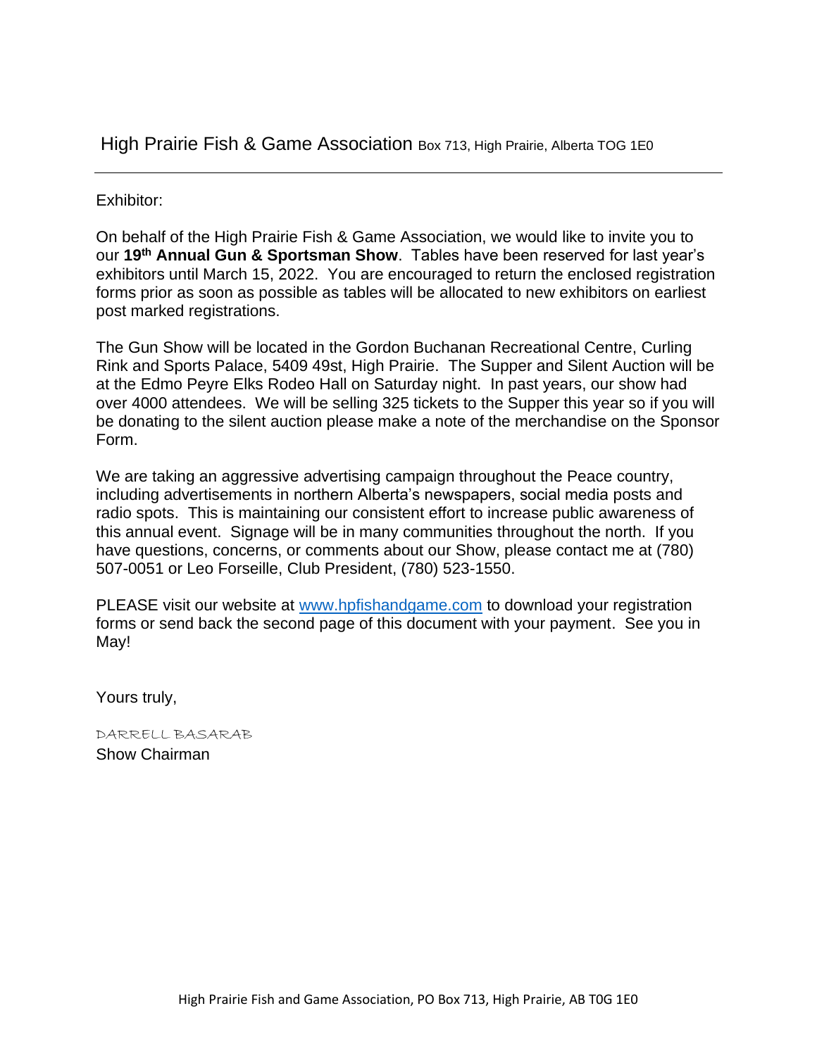High Prairie Fish & Game Association Box 713, High Prairie, Alberta TOG 1E0

---

Exhibitor:

On behalf of the High Prairie Fish & Game Association, we would like to invite you to our **19th Annual Gun & Sportsman Show**. Tables have been reserved for last year's exhibitors until March 15, 2022. You are encouraged to return the enclosed registration forms prior as soon as possible as tables will be allocated to new exhibitors on earliest post marked registrations.

The Gun Show will be located in the Gordon Buchanan Recreational Centre, Curling Rink and Sports Palace, 5409 49st, High Prairie. The Supper and Silent Auction will be at the Edmo Peyre Elks Rodeo Hall on Saturday night. In past years, our show had over 4000 attendees. We will be selling 325 tickets to the Supper this year so if you will be donating to the silent auction please make a note of the merchandise on the Sponsor Form.

We are taking an aggressive advertising campaign throughout the Peace country, including advertisements in northern Alberta's newspapers, social media posts and radio spots. This is maintaining our consistent effort to increase public awareness of this annual event. Signage will be in many communities throughout the north. If you have questions, concerns, or comments about our Show, please contact me at (780) 507-0051 or Leo Forseille, Club President, (780) 523-1550.

PLEASE visit our website at www.hpfishandgame.com to download your registration forms or send back the second page of this document with your payment. See you in May!

Yours truly,

DARRELL BASARAB
Show Chairman

High Prairie Fish and Game Association, PO Box 713, High Prairie, AB T0G 1E0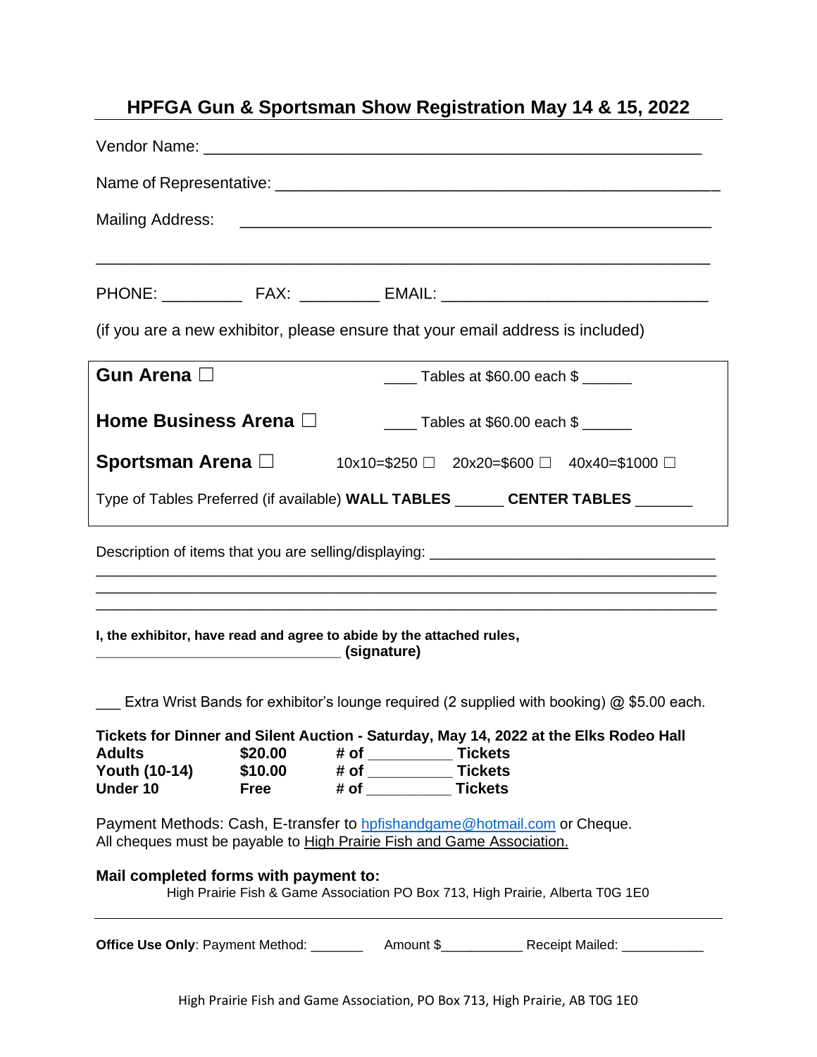# HPFGA Gun & Sportsman Show Registration May 14 & 15, 2022

Vendor Name: ___________________________________________________

Name of Representative: ____________________________________________

Mailing Address: ________________________________________________

_____________________________________________________________

PHONE: _________ FAX: _________ EMAIL: ___________________________

(if you are a new exhibitor, please ensure that your email address is included)

**Gun Arena** ☐ ____ Tables at $60.00 each $ ______

**Home Business Arena** ☐ ____ Tables at $60.00 each $ ______

**Sportsman Arena** ☐ 10x10=$250 ☐ 20x20=$600 ☐ 40x40=$1000 ☐

Type of Tables Preferred (if available) **WALL TABLES** ______ **CENTER TABLES** _______

Description of items that you are selling/displaying: _________________________________

_____________________________________________________________

_____________________________________________________________

_____________________________________________________________

**I, the exhibitor, have read and agree to abide by the attached rules,**
**______________________________ (signature)**

___ Extra Wrist Bands for exhibitor's lounge required (2 supplied with booking) @ $5.00 each.

**Tickets for Dinner and Silent Auction - Saturday, May 14, 2022 at the Elks Rodeo Hall**

| | | |
|---|---|---|
| **Adults** | **$20.00** | **# of _________ Tickets** |
| **Youth (10-14)** | **$10.00** | **# of _________ Tickets** |
| **Under 10** | **Free** | **# of _________ Tickets** |

Payment Methods: Cash, E-transfer to hpfishandgame@hotmail.com or Cheque.
All cheques must be payable to High Prairie Fish and Game Association.

**Mail completed forms with payment to:**
High Prairie Fish & Game Association PO Box 713, High Prairie, Alberta T0G 1E0

**Office Use Only**: Payment Method: _______ Amount $___________ Receipt Mailed: ___________

High Prairie Fish and Game Association, PO Box 713, High Prairie, AB T0G 1E0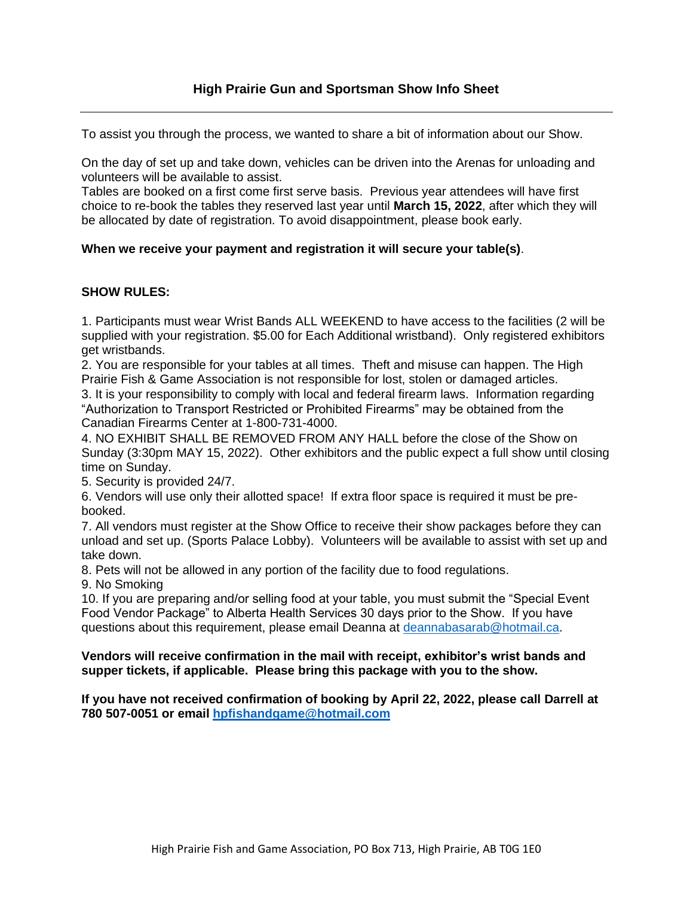## High Prairie Gun and Sportsman Show Info Sheet

---

To assist you through the process, we wanted to share a bit of information about our Show.

On the day of set up and take down, vehicles can be driven into the Arenas for unloading and volunteers will be available to assist.
Tables are booked on a first come first serve basis. Previous year attendees will have first choice to re-book the tables they reserved last year until **March 15, 2022**, after which they will be allocated by date of registration. To avoid disappointment, please book early.

**When we receive your payment and registration it will secure your table(s)**.

**SHOW RULES:**

1. Participants must wear Wrist Bands ALL WEEKEND to have access to the facilities (2 will be supplied with your registration. $5.00 for Each Additional wristband). Only registered exhibitors get wristbands.
2. You are responsible for your tables at all times. Theft and misuse can happen. The High Prairie Fish & Game Association is not responsible for lost, stolen or damaged articles.
3. It is your responsibility to comply with local and federal firearm laws. Information regarding "Authorization to Transport Restricted or Prohibited Firearms" may be obtained from the Canadian Firearms Center at 1-800-731-4000.
4. NO EXHIBIT SHALL BE REMOVED FROM ANY HALL before the close of the Show on Sunday (3:30pm MAY 15, 2022). Other exhibitors and the public expect a full show until closing time on Sunday.
5. Security is provided 24/7.
6. Vendors will use only their allotted space! If extra floor space is required it must be pre-booked.
7. All vendors must register at the Show Office to receive their show packages before they can unload and set up. (Sports Palace Lobby). Volunteers will be available to assist with set up and take down.
8. Pets will not be allowed in any portion of the facility due to food regulations.
9. No Smoking
10. If you are preparing and/or selling food at your table, you must submit the "Special Event Food Vendor Package" to Alberta Health Services 30 days prior to the Show. If you have questions about this requirement, please email Deanna at deannabasarab@hotmail.ca.

**Vendors will receive confirmation in the mail with receipt, exhibitor's wrist bands and supper tickets, if applicable. Please bring this package with you to the show.**

**If you have not received confirmation of booking by April 22, 2022, please call Darrell at 780 507-0051 or email hpfishandgame@hotmail.com**

High Prairie Fish and Game Association, PO Box 713, High Prairie, AB T0G 1E0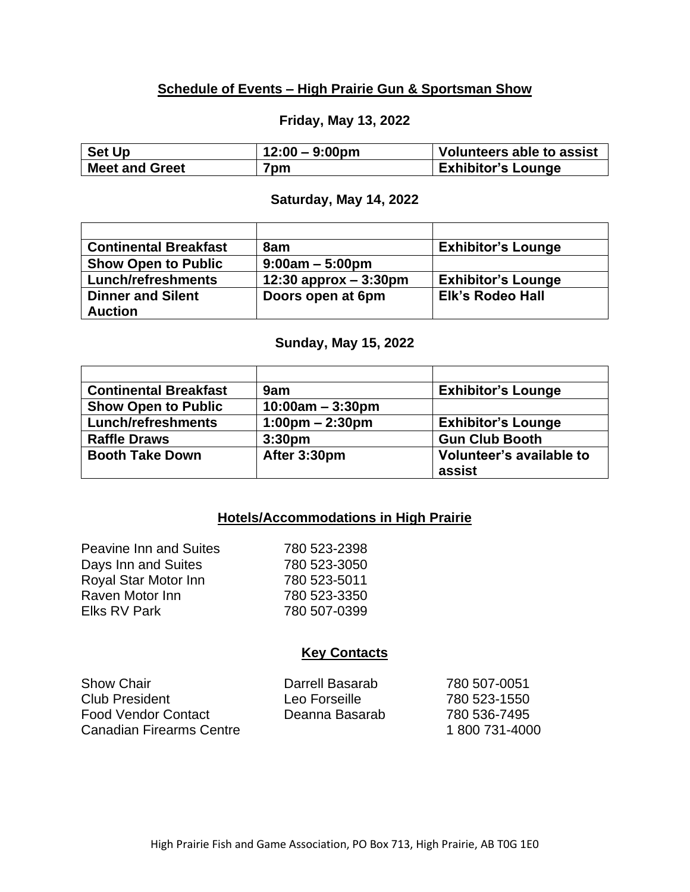## Schedule of Events – High Prairie Gun & Sportsman Show

### Friday, May 13, 2022

| | | |
|---|---|---|
| **Set Up** | **12:00 – 9:00pm** | **Volunteers able to assist** |
| **Meet and Greet** | **7pm** | **Exhibitor's Lounge** |

### Saturday, May 14, 2022

| | | |
|---|---|---|
| **Continental Breakfast** | **8am** | **Exhibitor's Lounge** |
| **Show Open to Public** | **9:00am – 5:00pm** | |
| **Lunch/refreshments** | **12:30 approx – 3:30pm** | **Exhibitor's Lounge** |
| **Dinner and Silent Auction** | **Doors open at 6pm** | **Elk's Rodeo Hall** |

### Sunday, May 15, 2022

| | | |
|---|---|---|
| **Continental Breakfast** | **9am** | **Exhibitor's Lounge** |
| **Show Open to Public** | **10:00am – 3:30pm** | |
| **Lunch/refreshments** | **1:00pm – 2:30pm** | **Exhibitor's Lounge** |
| **Raffle Draws** | **3:30pm** | **Gun Club Booth** |
| **Booth Take Down** | **After 3:30pm** | **Volunteer's available to assist** |

## Hotels/Accommodations in High Prairie

| | |
|---|---|
| Peavine Inn and Suites | 780 523-2398 |
| Days Inn and Suites | 780 523-3050 |
| Royal Star Motor Inn | 780 523-5011 |
| Raven Motor Inn | 780 523-3350 |
| Elks RV Park | 780 507-0399 |

## Key Contacts

| | | |
|---|---|---|
| Show Chair | Darrell Basarab | 780 507-0051 |
| Club President | Leo Forseille | 780 523-1550 |
| Food Vendor Contact | Deanna Basarab | 780 536-7495 |
| Canadian Firearms Centre | | 1 800 731-4000 |

High Prairie Fish and Game Association, PO Box 713, High Prairie, AB T0G 1E0